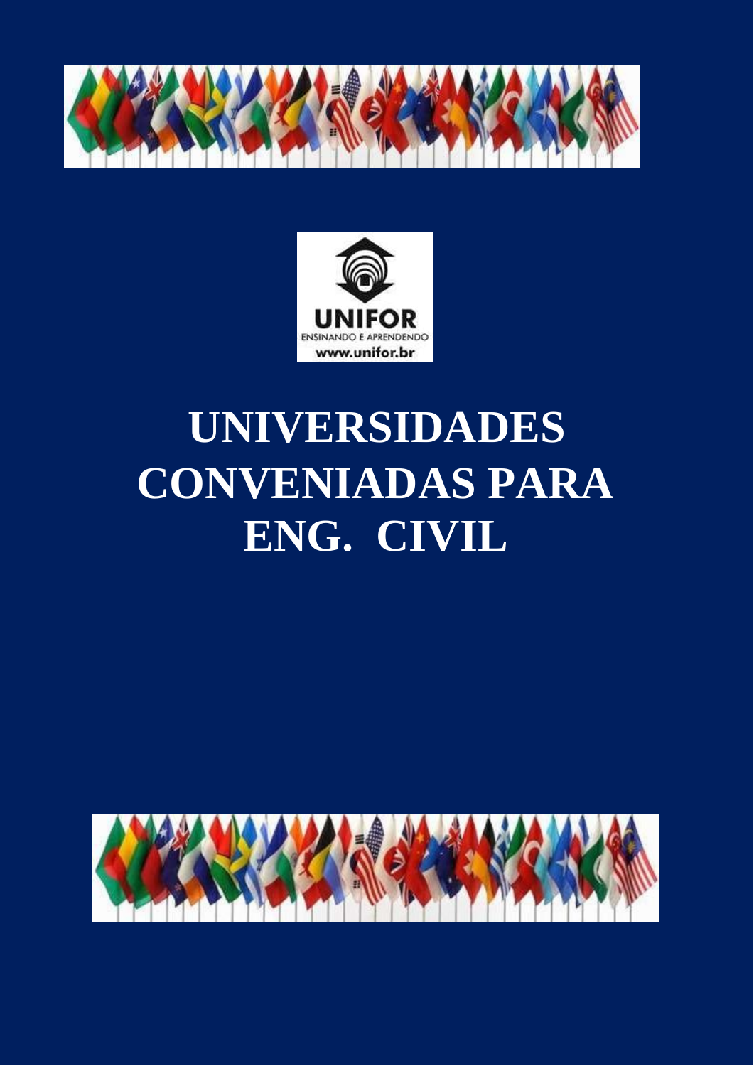# UNIVERSIDADES CONVENIADAS PARA ENG. CIVIL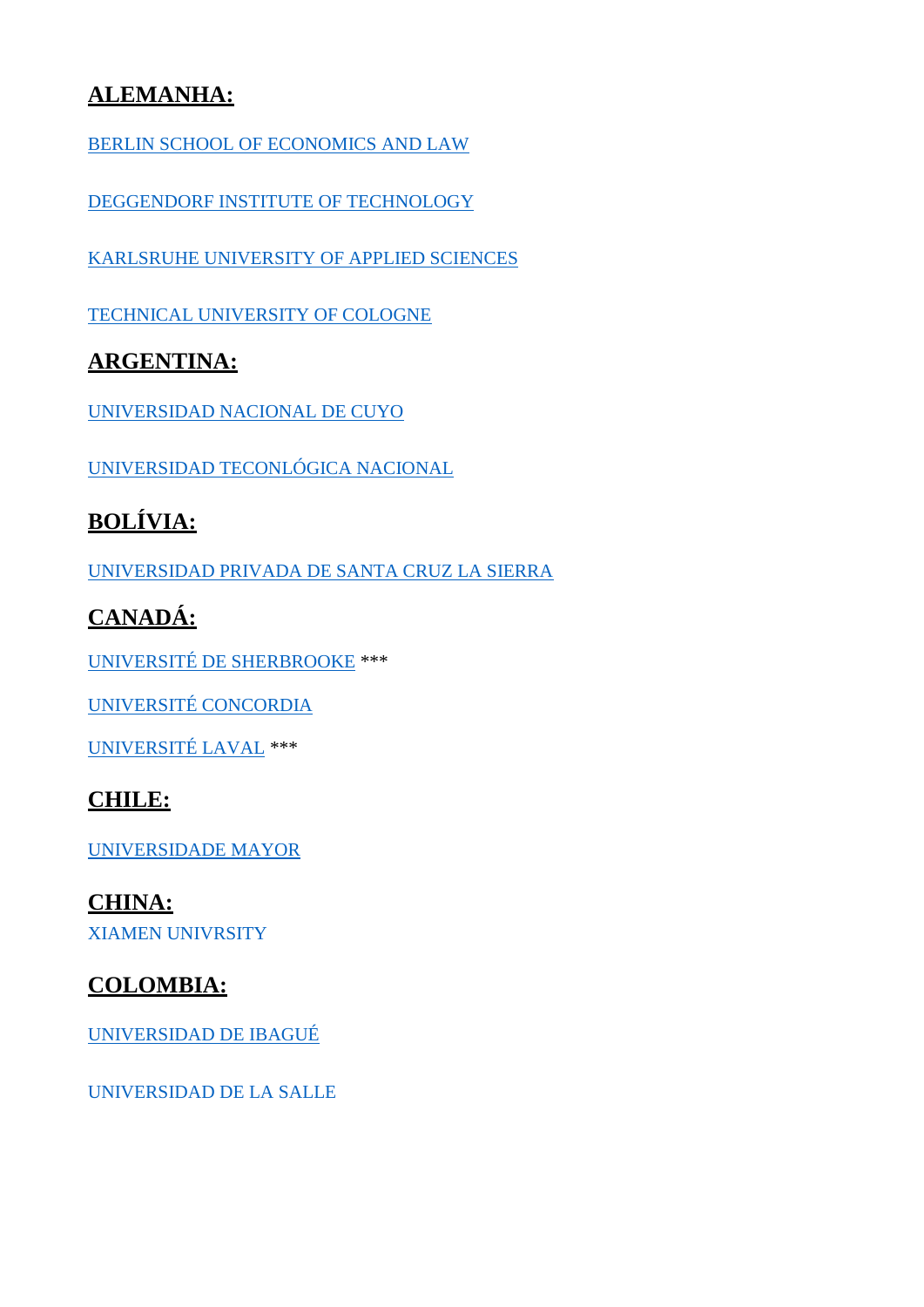## ALEMANHA:

BERLIN SCHOOL OF ECONOMICS AND LAW

DEGGENDORF INSTITUTE OF TECHNOLOGY

KARLSRUHE UNIVERSITY OF APPLIED SCIENCES

TECHNICAL UNIVERSITY OF COLOGNE

## ARGENTINA:

UNIVERSIDAD NACIONAL DE CUYO

UNIVERSIDAD TECONLÓGICA NACIONAL

## BOLÍVIA:

UNIVERSIDAD PRIVADA DE SANTA CRUZ LA SIERRA

## CANADÁ:

UNIVERSITÉ DE SHERBROOKE ***

UNIVERSITÉ CONCORDIA

UNIVERSITÉ LAVAL ***

## CHILE:

UNIVERSIDADE MAYOR

## CHINA:

XIAMEN UNIVRSITY

## COLOMBIA:

UNIVERSIDAD DE IBAGUÉ

UNIVERSIDAD DE LA SALLE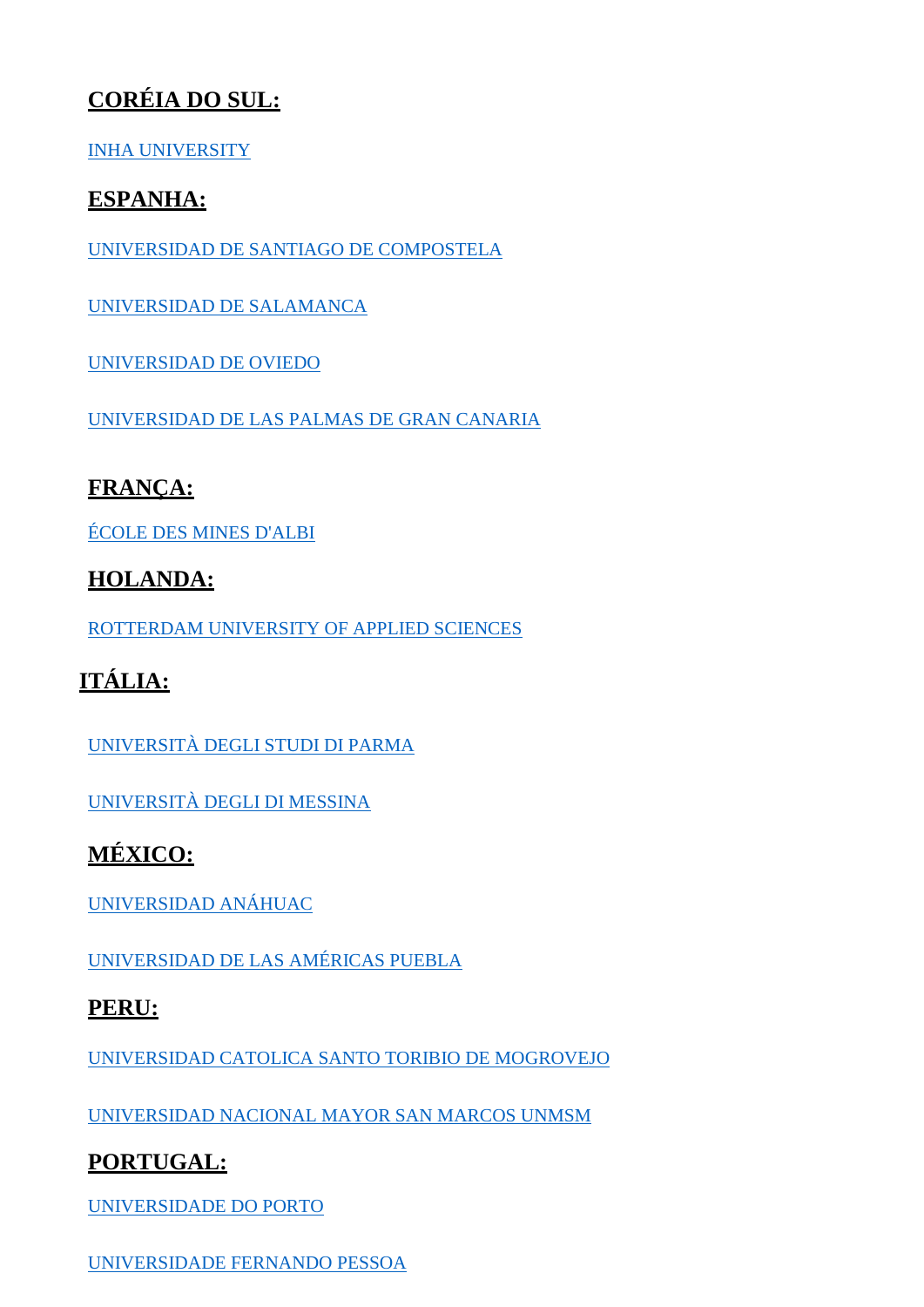## CORÉIA DO SUL:

INHA UNIVERSITY

## ESPANHA:

UNIVERSIDAD DE SANTIAGO DE COMPOSTELA

UNIVERSIDAD DE SALAMANCA

UNIVERSIDAD DE OVIEDO

UNIVERSIDAD DE LAS PALMAS DE GRAN CANARIA

## FRANÇA:

ÉCOLE DES MINES D'ALBI

## HOLANDA:

ROTTERDAM UNIVERSITY OF APPLIED SCIENCES

## ITÁLIA:

UNIVERSITÀ DEGLI STUDI DI PARMA

UNIVERSITÀ DEGLI DI MESSINA

## MÉXICO:

UNIVERSIDAD ANÁHUAC

UNIVERSIDAD DE LAS AMÉRICAS PUEBLA

## PERU:

UNIVERSIDAD CATOLICA SANTO TORIBIO DE MOGROVEJO

UNIVERSIDAD NACIONAL MAYOR SAN MARCOS UNMSM

## PORTUGAL:

UNIVERSIDADE DO PORTO

UNIVERSIDADE FERNANDO PESSOA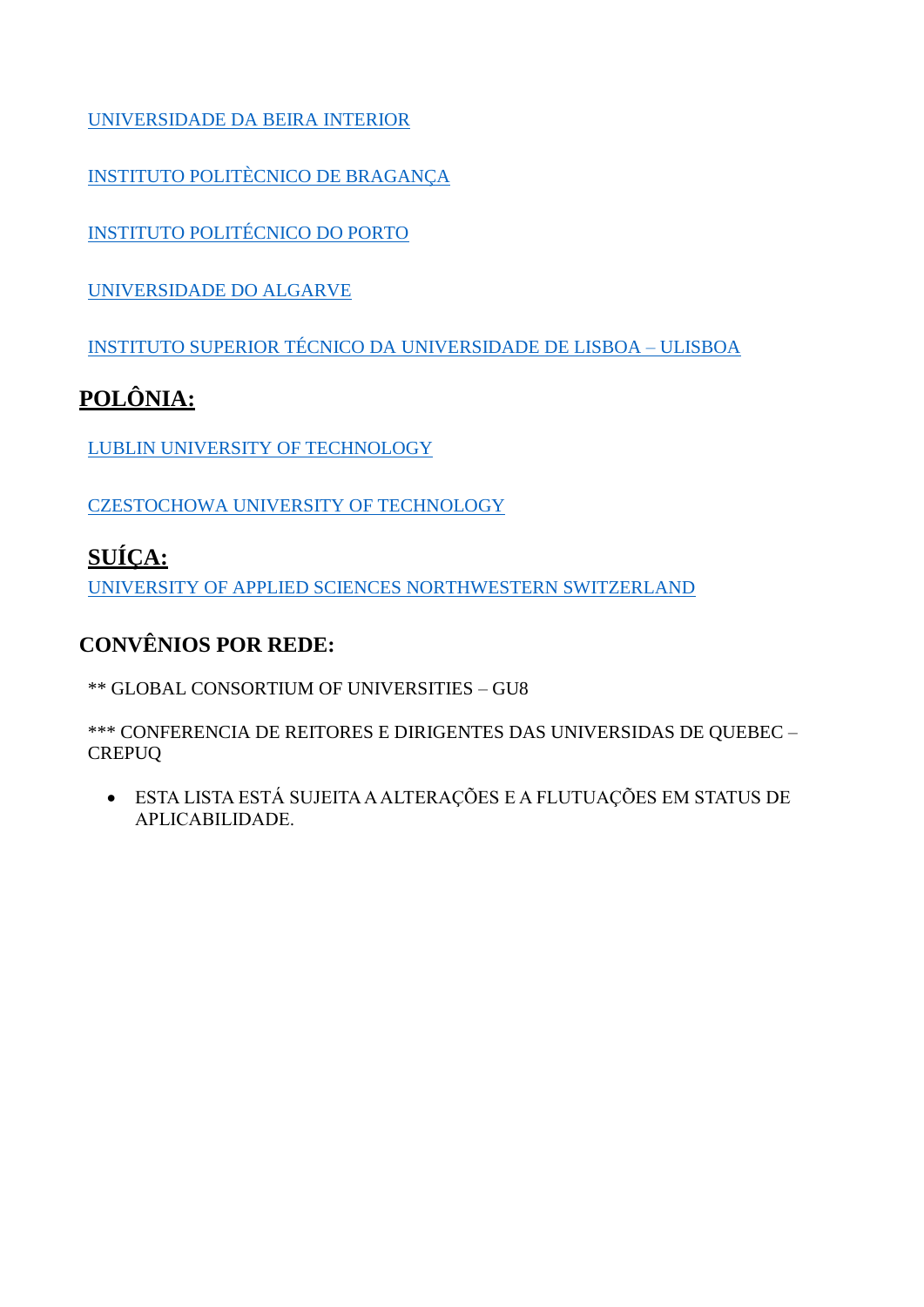UNIVERSIDADE DA BEIRA INTERIOR

INSTITUTO POLITÈCNICO DE BRAGANÇA

INSTITUTO POLITÉCNICO DO PORTO

UNIVERSIDADE DO ALGARVE

INSTITUTO SUPERIOR TÉCNICO DA UNIVERSIDADE DE LISBOA – ULISBOA

## POLÔNIA:

LUBLIN UNIVERSITY OF TECHNOLOGY

CZESTOCHOWA UNIVERSITY OF TECHNOLOGY

## SUÍÇA:

UNIVERSITY OF APPLIED SCIENCES NORTHWESTERN SWITZERLAND

## CONVÊNIOS POR REDE:

** GLOBAL CONSORTIUM OF UNIVERSITIES – GU8

*** CONFERENCIA DE REITORES E DIRIGENTES DAS UNIVERSIDAS DE QUEBEC – CREPUQ

- ESTA LISTA ESTÁ SUJEITA A ALTERAÇÕES E A FLUTUAÇÕES EM STATUS DE APLICABILIDADE.